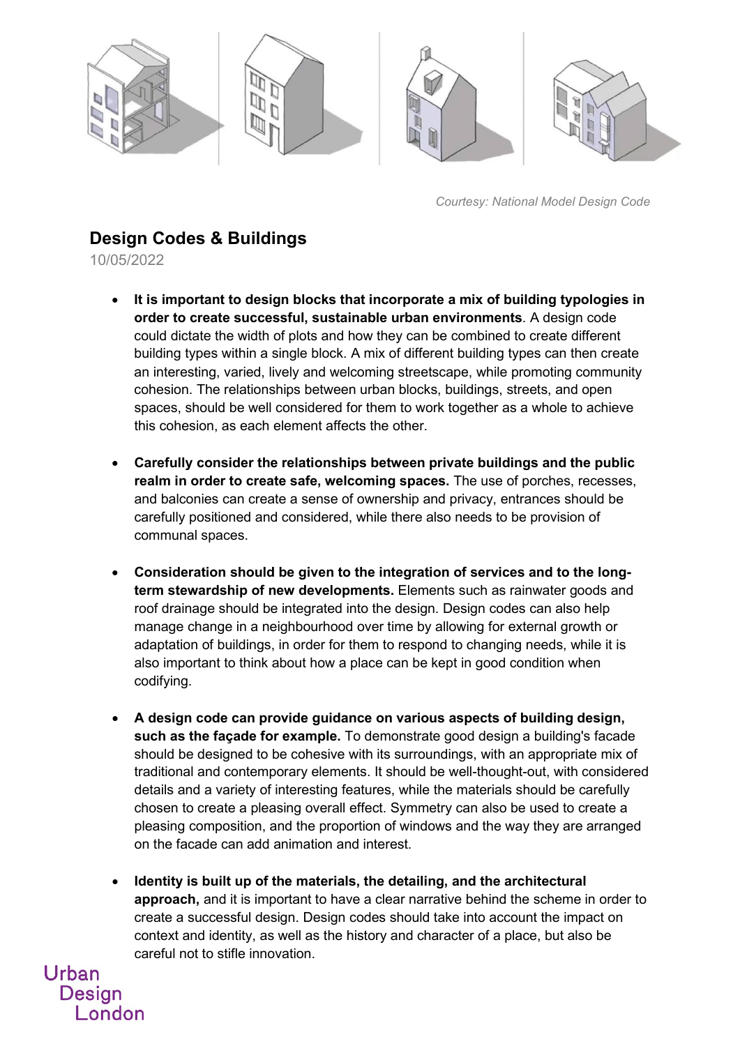*Courtesy: National Model Design Code*

## Design Codes & Buildings

10/05/2022

- **It is important to design blocks that incorporate a mix of building typologies in order to create successful, sustainable urban environments**. A design code could dictate the width of plots and how they can be combined to create different building types within a single block. A mix of different building types can then create an interesting, varied, lively and welcoming streetscape, while promoting community cohesion. The relationships between urban blocks, buildings, streets, and open spaces, should be well considered for them to work together as a whole to achieve this cohesion, as each element affects the other.

- **Carefully consider the relationships between private buildings and the public realm in order to create safe, welcoming spaces.** The use of porches, recesses, and balconies can create a sense of ownership and privacy, entrances should be carefully positioned and considered, while there also needs to be provision of communal spaces.

- **Consideration should be given to the integration of services and to the long-term stewardship of new developments.** Elements such as rainwater goods and roof drainage should be integrated into the design. Design codes can also help manage change in a neighbourhood over time by allowing for external growth or adaptation of buildings, in order for them to respond to changing needs, while it is also important to think about how a place can be kept in good condition when codifying.

- **A design code can provide guidance on various aspects of building design, such as the façade for example.** To demonstrate good design a building's facade should be designed to be cohesive with its surroundings, with an appropriate mix of traditional and contemporary elements. It should be well-thought-out, with considered details and a variety of interesting features, while the materials should be carefully chosen to create a pleasing overall effect. Symmetry can also be used to create a pleasing composition, and the proportion of windows and the way they are arranged on the facade can add animation and interest.

- **Identity is built up of the materials, the detailing, and the architectural approach,** and it is important to have a clear narrative behind the scheme in order to create a successful design. Design codes should take into account the impact on context and identity, as well as the history and character of a place, but also be careful not to stifle innovation.

Urban Design London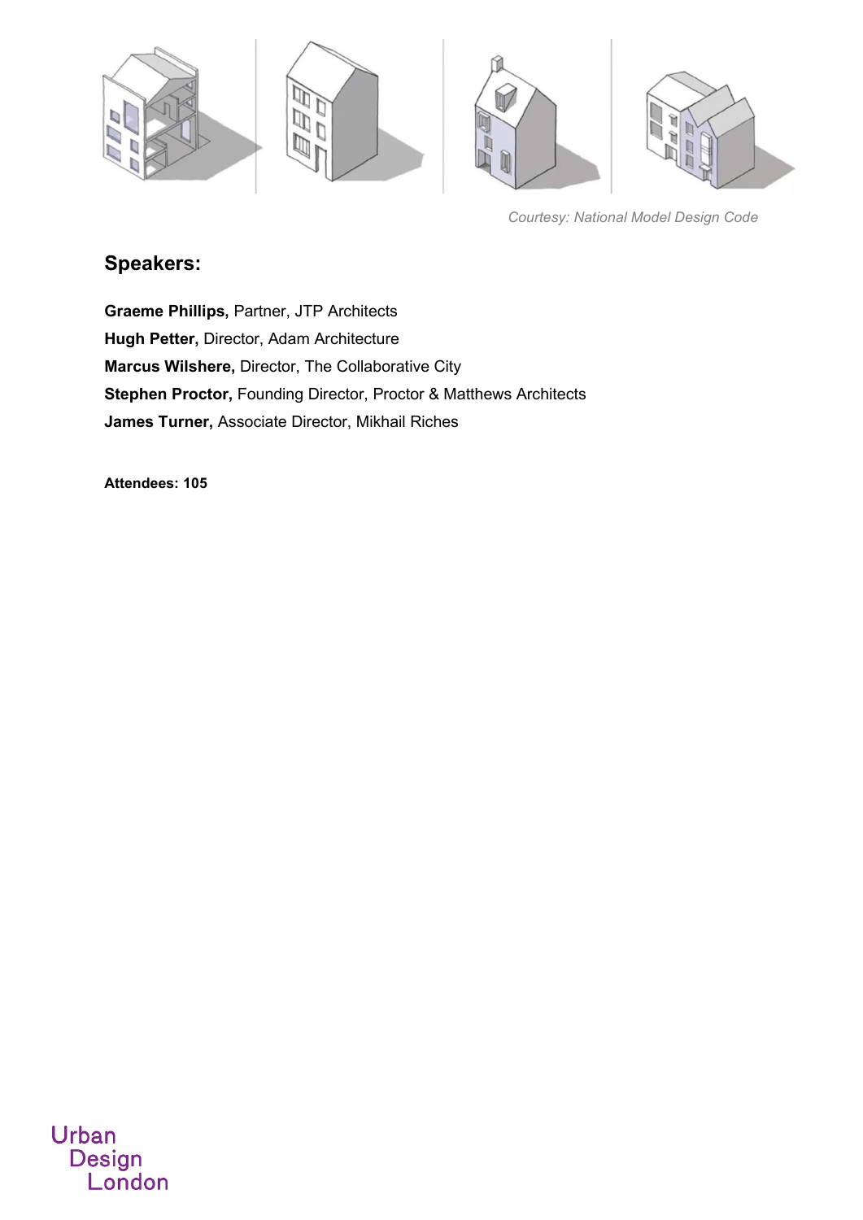*Courtesy: National Model Design Code*

## Speakers:

**Graeme Phillips,** Partner, JTP Architects
**Hugh Petter,** Director, Adam Architecture
**Marcus Wilshere,** Director, The Collaborative City
**Stephen Proctor,** Founding Director, Proctor & Matthews Architects
**James Turner,** Associate Director, Mikhail Riches

**Attendees: 105**

Urban Design London